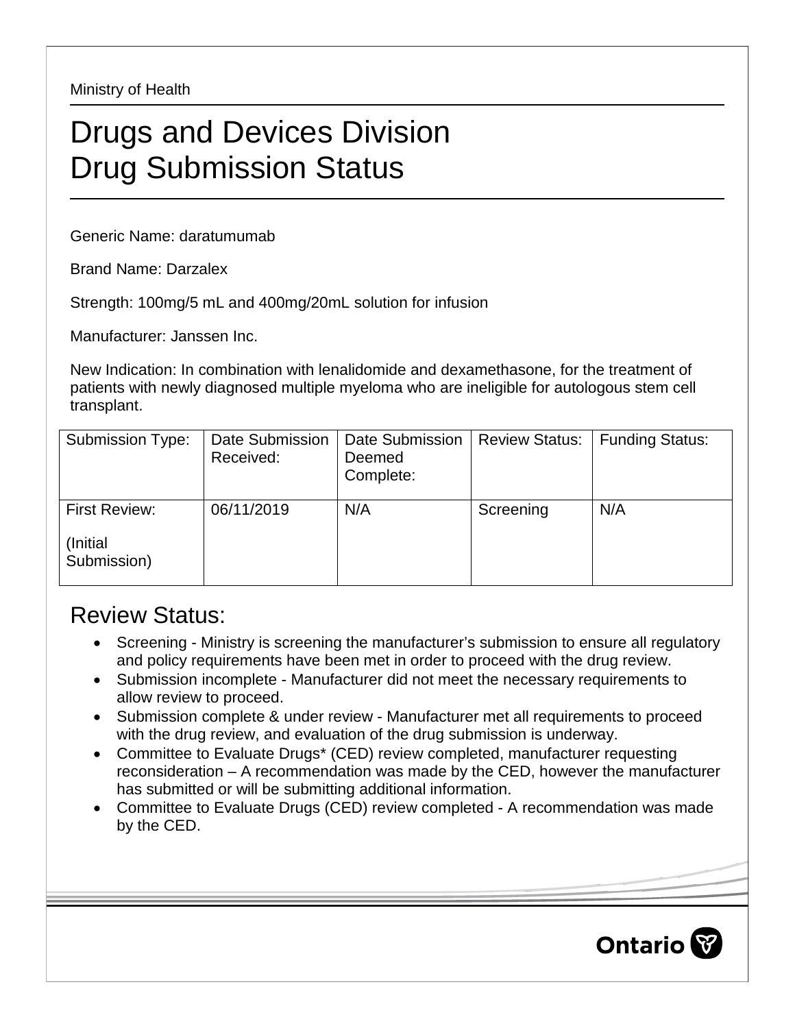Ministry of Health

# Drugs and Devices Division
# Drug Submission Status

Generic Name: daratumumab

Brand Name: Darzalex

Strength: 100mg/5 mL and 400mg/20mL solution for infusion

Manufacturer: Janssen Inc.

New Indication: In combination with lenalidomide and dexamethasone, for the treatment of patients with newly diagnosed multiple myeloma who are ineligible for autologous stem cell transplant.

| Submission Type: | Date Submission Received: | Date Submission Deemed Complete: | Review Status: | Funding Status: |
|---|---|---|---|---|
| First Review: (Initial Submission) | 06/11/2019 | N/A | Screening | N/A |

## Review Status:

- Screening - Ministry is screening the manufacturer's submission to ensure all regulatory and policy requirements have been met in order to proceed with the drug review.
- Submission incomplete - Manufacturer did not meet the necessary requirements to allow review to proceed.
- Submission complete & under review - Manufacturer met all requirements to proceed with the drug review, and evaluation of the drug submission is underway.
- Committee to Evaluate Drugs* (CED) review completed, manufacturer requesting reconsideration – A recommendation was made by the CED, however the manufacturer has submitted or will be submitting additional information.
- Committee to Evaluate Drugs (CED) review completed - A recommendation was made by the CED.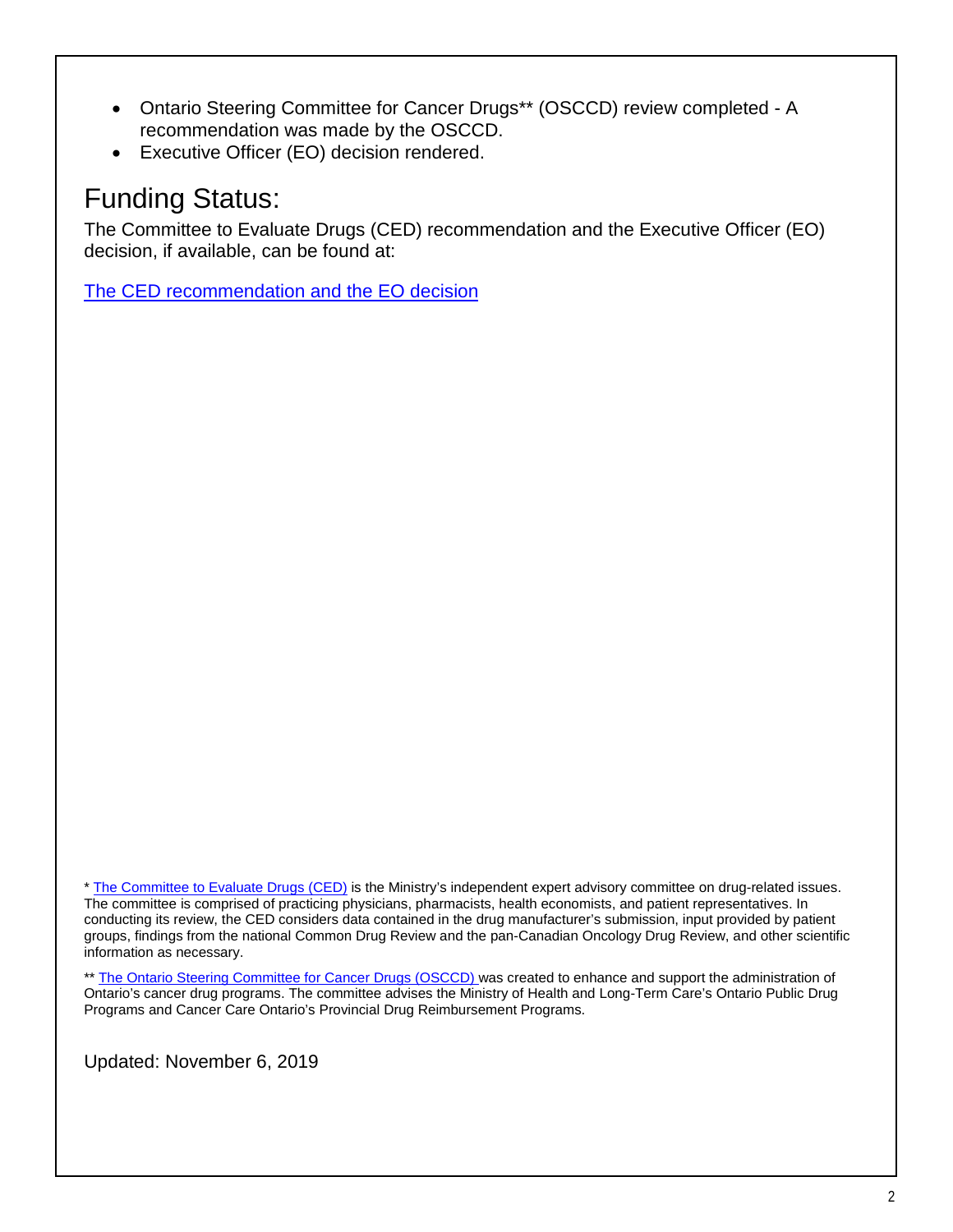- Ontario Steering Committee for Cancer Drugs** (OSCCD) review completed - A recommendation was made by the OSCCD.
- Executive Officer (EO) decision rendered.

# Funding Status:

The Committee to Evaluate Drugs (CED) recommendation and the Executive Officer (EO) decision, if available, can be found at:

[The CED recommendation and the EO decision]

* [The Committee to Evaluate Drugs (CED)] is the Ministry's independent expert advisory committee on drug-related issues. The committee is comprised of practicing physicians, pharmacists, health economists, and patient representatives. In conducting its review, the CED considers data contained in the drug manufacturer's submission, input provided by patient groups, findings from the national Common Drug Review and the pan-Canadian Oncology Drug Review, and other scientific information as necessary.

** [The Ontario Steering Committee for Cancer Drugs (OSCCD)] was created to enhance and support the administration of Ontario's cancer drug programs. The committee advises the Ministry of Health and Long-Term Care's Ontario Public Drug Programs and Cancer Care Ontario's Provincial Drug Reimbursement Programs.

Updated: November 6, 2019